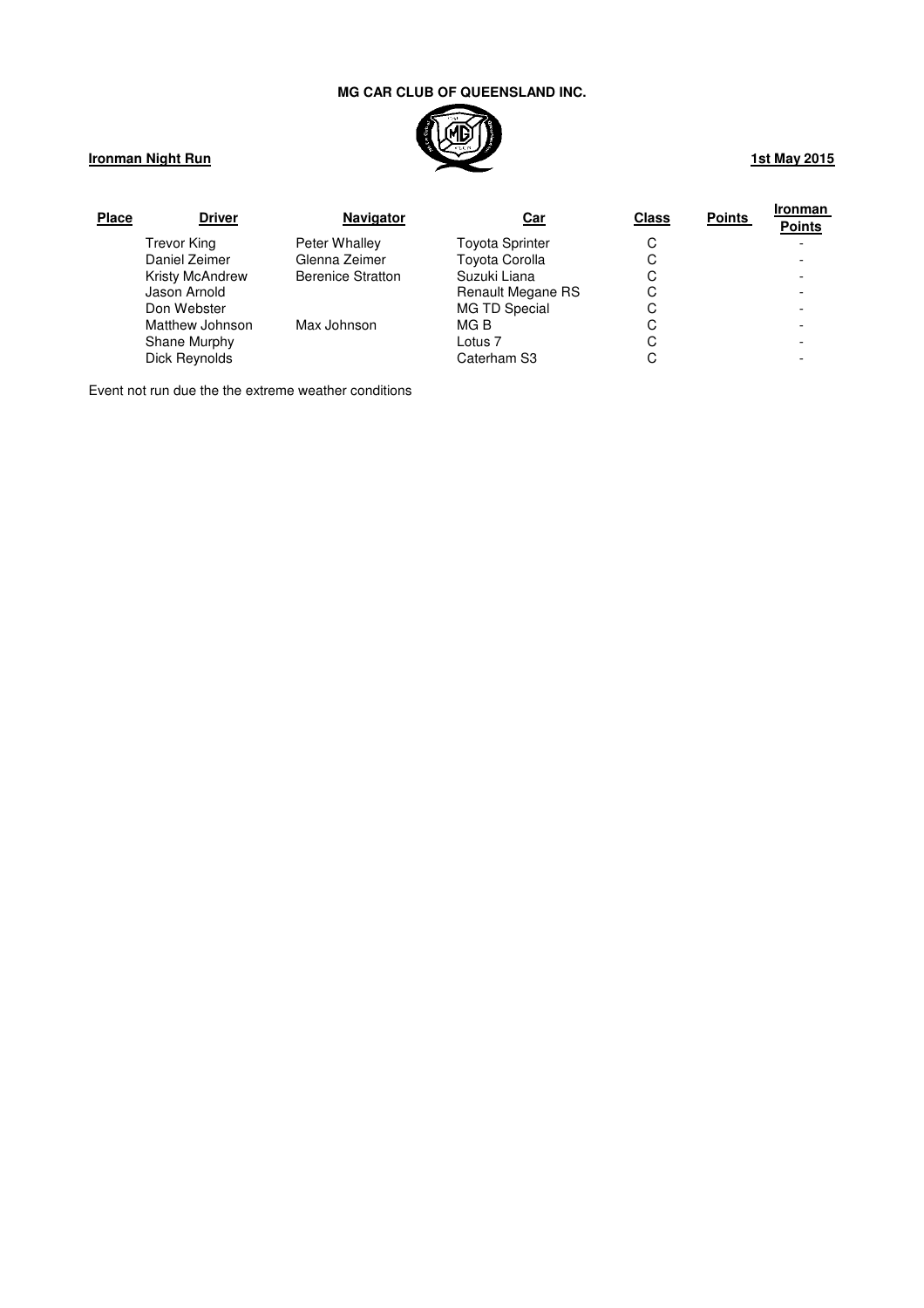**MG CAR CLUB OF QUEENSLAND INC.**

**Ironman Night Run** **1st May 2015**

| Place | Driver | Navigator | Car | Class | Points | Ironman Points |
|---|---|---|---|---|---|---|
| | Trevor King | Peter Whalley | Toyota Sprinter | C | | - |
| | Daniel Zeimer | Glenna Zeimer | Toyota Corolla | C | | - |
| | Kristy McAndrew | Berenice Stratton | Suzuki Liana | C | | - |
| | Jason Arnold | | Renault Megane RS | C | | - |
| | Don Webster | | MG TD Special | C | | - |
| | Matthew Johnson | Max Johnson | MG B | C | | - |
| | Shane Murphy | | Lotus 7 | C | | - |
| | Dick Reynolds | | Caterham S3 | C | | - |

Event not run due the the extreme weather conditions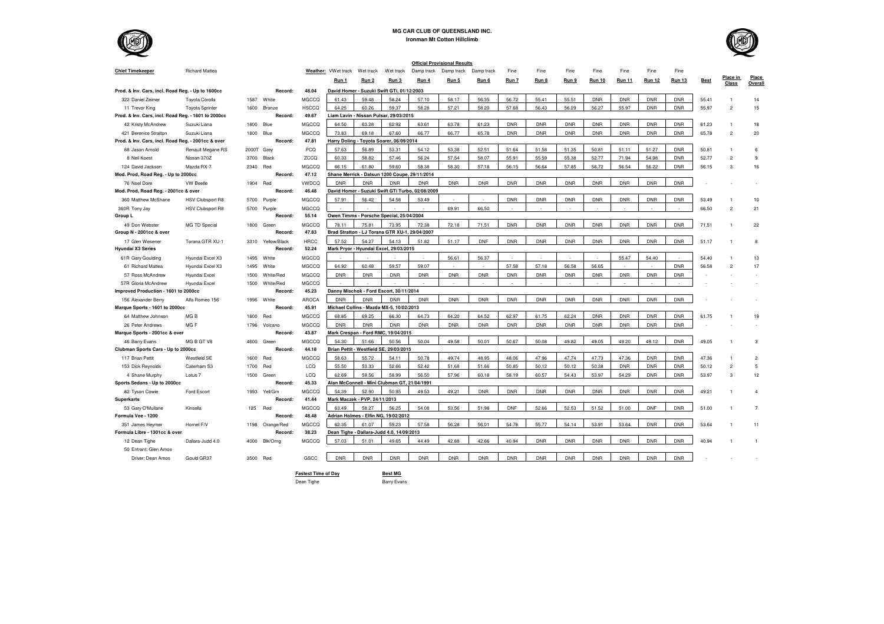# MG CAR CLUB OF QUEENSLAND INC.

## Ironman Mt Cotton Hillclimb

### Official Provisional Results

**Chief Timekeeper:** Richard Mattea

| | | | | Weather: | Wet track | Wet track | Wet track | Damp track | Damp track | Damp track | Fine | Fine | Fine | Fine | Fine | Fine | Fine | | | |
|---|---|---|---|---|---|---|---|---|---|---|---|---|---|---|---|---|---|---|---|---|
| | | | | | Run 1 | Run 2 | Run 3 | Run 4 | Run 5 | Run 6 | Run 7 | Run 8 | Run 9 | Run 10 | Run 11 | Run 12 | Run 13 | Best | Place in Class | Place Overall |
| **Prod. & Inv. Cars, incl. Road Reg. - Up to 1600cc** | | | Record: | 48.04 | David Homer - Suzuki Swift GTi, 01/12/2003 | | | | | | | | | | | | | | | |
| 322 Daniel Zeimer | Toyota Corolla | 1587 | White | MGCCQ | 61.43 | 59.48 | 58.24 | 57.10 | 58.17 | 56.35 | 56.72 | 55.41 | 55.51 | DNR | DNR | DNR | DNR | 55.41 | 1 | 14 |
| 11 Trevor King | Toyota Sprinter | 1600 | Bronze | HSCCQ | 64.25 | 60.26 | 59.37 | 58.28 | 57.21 | 58.20 | 57.68 | 56.43 | 56.29 | 56.27 | 55.97 | DNR | DNR | 55.97 | 2 | 15 |
| **Prod. & Inv. Cars, incl. Road Reg. - 1601 to 2000cc** | | | Record: | 49.67 | Liam Lavin - Nissan Pulsar, 29/03/2015 | | | | | | | | | | | | | | | |
| 42 Kristy McAndrew | Suzuki Liana | 1800 | Blue | MGCCQ | 64.50 | 63.28 | 62.92 | 63.61 | 63.78 | 61.23 | DNR | DNR | DNR | DNR | DNR | DNR | DNR | 61.23 | 1 | 18 |
| 421 Berenice Stratton | Suzuki Liana | 1800 | Blue | MGCCQ | 73.83 | 69.18 | 67.60 | 66.77 | 66.77 | 65.78 | DNR | DNR | DNR | DNR | DNR | DNR | DNR | 65.78 | 2 | 20 |
| **Prod. & Inv. Cars, incl. Road Reg. - 2001cc & over** | | | Record: | 47.81 | Harry Doling - Toyota Soarer, 06/09/2014 | | | | | | | | | | | | | | | |
| 88 Jason Arnold | Renault Megane RS | 2000T | Grey | PCQ | 57.63 | 56.89 | 53.31 | 54.12 | 53.38 | 52.51 | 51.64 | 51.58 | 51.35 | 50.81 | 51.11 | 51.27 | DNR | 50.81 | 1 | 6 |
| 8 Neil Koest | Nissan 370Z | 3700 | Black | ZCCQ | 60.33 | 58.82 | 57.46 | 56.24 | 57.54 | 58.07 | 55.91 | 55.59 | 55.38 | 52.77 | 71.94 | 54.98 | DNR | 52.77 | 2 | 9 |
| 124 David Jackson | Mazda RX-7 | 2340 | Red | MGCCQ | 66.15 | 61.80 | 59.60 | 58.38 | 58.30 | 57.18 | 56.15 | 56.64 | 57.85 | 56.72 | 56.54 | 56.22 | DNR | 56.15 | 3 | 16 |
| **Mod. Prod, Road Reg. - Up to 2000cc** | | | Record: | 47.12 | Shane Merrick - Datsun 1200 Coupe, 29/11/2014 | | | | | | | | | | | | | | | |
| 76 Noel Dore | VW Beetle | 1904 | Red | VWDCQ | DNR | DNR | DNR | DNR | DNR | DNR | DNR | DNR | DNR | DNR | DNR | DNR | DNR | - | - | - |
| **Mod. Prod, Road Reg. - 2001cc & over** | | | Record: | 46.48 | David Homer - Suzuki Swift GTi Turbo, 02/08/2009 | | | | | | | | | | | | | | | |
| 360 Matthew McShane | HSV Clubsport R8 | 5700 | Purple | MGCCQ | 57.91 | 56.42 | 54.58 | 53.49 | - | - | DNR | DNR | DNR | DNR | DNR | DNR | DNR | 53.49 | 1 | 10 |
| 360R Tony Jay | HSV Clubsport R8 | 5700 | Purple | MGCCQ | - | - | - | - | 69.91 | 66.50 | - | - | - | - | - | - | - | 66.50 | 2 | 21 |
| **Group L** | | | Record: | 55.14 | Owen Timms - Porsche Special, 25/04/2004 | | | | | | | | | | | | | | | |
| 49 Don Webster | MG TD Special | 1800 | Green | MGCCQ | 78.11 | 75.81 | 73.95 | 72.38 | 72.18 | 71.51 | DNR | DNR | DNR | DNR | DNR | DNR | DNR | 71.51 | 1 | 22 |
| **Group N - 2001cc & over** | | | Record: | 47.83 | Brad Stratton - LJ Torana GTR XU-1, 29/04/2007 | | | | | | | | | | | | | | | |
| 17 Glen Wesener | Torana GTR XU-1 | 3310 | Yellow/Black | HRCC | 57.52 | 54.27 | 54.13 | 51.82 | 51.17 | DNF | DNR | DNR | DNR | DNR | DNR | DNR | DNR | 51.17 | 1 | 8 |
| **Hyundai X3 Series** | | | Record: | 52.24 | Mark Pryor - Hyundai Excel, 29/03/2015 | | | | | | | | | | | | | | | |
| 61R Gary Goulding | Hyundai Excel X3 | 1495 | White | MGCCQ | - | - | - | - | 56.61 | 56.37 | - | - | - | - | 55.47 | 54.40 | - | 54.40 | 1 | 13 |
| 61 Richard Mattea | Hyundai Excel X3 | 1495 | White | MGCCQ | 64.92 | 60.48 | 59.57 | 59.07 | - | - | 57.58 | 57.18 | 56.58 | 56.65 | - | - | DNR | 56.58 | 2 | 17 |
| 57 Ross McAndrew | Hyundai Excel | 1500 | White/Red | MGCCQ | DNR | DNR | DNR | DNR | DNR | DNR | DNR | DNR | DNR | DNR | DNR | DNR | DNR | - | - | - |
| 57R Gloria McAndrew | Hyundai Excel | 1500 | White/Red | MGCCQ | - | - | - | - | - | - | - | - | - | - | - | - | - | - | - | - |
| **Improved Production - 1601 to 2000cc** | | | Record: | 45.23 | Danny Mischok - Ford Escort, 30/11/2014 | | | | | | | | | | | | | | | |
| 156 Alexander Berry | Alfa Romeo 156 | 1996 | White | AROCA | DNR | DNR | DNR | DNR | DNR | DNR | DNR | DNR | DNR | DNR | DNR | DNR | DNR | - | - | - |
| **Marque Sports - 1601 to 2000cc** | | | Record: | 45.91 | Michael Collins - Mazda MX-5, 10/02/2013 | | | | | | | | | | | | | | | |
| 64 Matthew Johnson | MG B | 1800 | Red | MGCCQ | 68.85 | 69.25 | 66.30 | 64.73 | 64.20 | 64.52 | 62.97 | 61.75 | 62.24 | DNR | DNR | DNR | DNR | 61.75 | 1 | 19 |
| 26 Peter Andrews | MG F | 1796 | Volcano | MGCCQ | DNR | DNR | DNR | DNR | DNR | DNR | DNR | DNR | DNR | DNR | DNR | DNR | DNR | - | - | - |
| **Marque Sports - 2001cc & over** | | | Record: | 43.87 | Mark Crespan - Ford RMC, 19/04/2015 | | | | | | | | | | | | | | | |
| 46 Barry Evans | MG B GT V8 | 4600 | Green | MGCCQ | 54.30 | 51.66 | 50.56 | 50.04 | 49.58 | 50.01 | 50.67 | 50.08 | 49.82 | 49.05 | 49.20 | 49.12 | DNR | 49.05 | 1 | 3 |
| **Clubman Sports Cars - Up to 2000cc** | | | Record: | 44.18 | Brian Pettit - Westfield SE, 29/03/2015 | | | | | | | | | | | | | | | |
| 117 Brian Pettit | Westfield SE | 1600 | Red | MGCCQ | 58.63 | 55.72 | 54.11 | 50.78 | 49.74 | 48.95 | 48.06 | 47.96 | 47.74 | 47.73 | 47.36 | DNR | DNR | 47.36 | 1 | 2 |
| 153 Dick Reynolds | Caterham S3 | 1700 | Red | LCQ | 55.50 | 53.33 | 52.66 | 52.42 | 51.68 | 51.66 | 50.85 | 50.12 | 50.12 | 50.38 | DNR | DNR | DNR | 50.12 | 2 | 5 |
| 4 Shane Murphy | Lotus 7 | 1500 | Green | LCQ | 62.69 | 59.56 | 58.99 | 56.50 | 57.96 | 60.18 | 58.19 | 60.57 | 54.43 | 53.97 | 54.29 | DNR | DNR | 53.97 | 3 | 12 |
| **Sports Sedans - Up to 2000cc** | | | Record: | 45.33 | Alan McConnell - Mini Clubman GT, 21/04/1991 | | | | | | | | | | | | | | | |
| 82 Tyson Cowie | Ford Escort | 1993 | Yell/Grn | MGCCQ | 54.39 | 52.90 | 50.95 | 49.53 | 49.21 | DNR | DNR | DNR | DNR | DNR | DNR | DNR | DNR | 49.21 | 1 | 4 |
| **Superkarts** | | | Record: | 41.44 | Mark Maczek - PVP, 24/11/2013 | | | | | | | | | | | | | | | |
| 53 Gary O'Mullane | Kinsella | 125 | Red | MGCCQ | 63.49 | 58.27 | 56.25 | 54.08 | 53.56 | 51.98 | DNF | 52.66 | 52.53 | 51.52 | 51.00 | DNF | DNR | 51.00 | 1 | 7 |
| **Formula Vee - 1200** | | | Record: | 48.48 | Adrian Holmes - Elfin NG, 19/02/2012 | | | | | | | | | | | | | | | |
| 351 James Heymer | Hornet F/V | 1198 | Orange/Red | MGCCQ | 62.35 | 61.07 | 59.23 | 57.58 | 56.28 | 56.01 | 54.78 | 55.77 | 54.14 | 53.91 | 53.64 | DNR | DNR | 53.64 | 1 | 11 |
| **Formula Libre - 1301cc & over** | | | Record: | 38.23 | Dean Tighe - Dallara-Judd 4.0, 14/09/2013 | | | | | | | | | | | | | | | |
| 12 Dean Tighe | Dallara-Judd 4.0 | 4000 | Blk/Orng | MGCCQ | 57.03 | 51.01 | 49.65 | 44.49 | 42.88 | 42.66 | 40.94 | DNR | DNR | DNR | DNR | DNR | DNR | 40.94 | 1 | 1 |
| 50 Entrant: Glen Amos | | | | | | | | | | | | | | | | | | | | |
| Driver: Dean Amos | Gould GR37 | 3500 | Red | GSCC | DNR | DNR | DNR | DNR | DNR | DNR | DNR | DNR | DNR | DNR | DNR | DNR | DNR | - | - | - |

**Fastest Time of Day:** Dean Tighe

**Best MG:** Barry Evans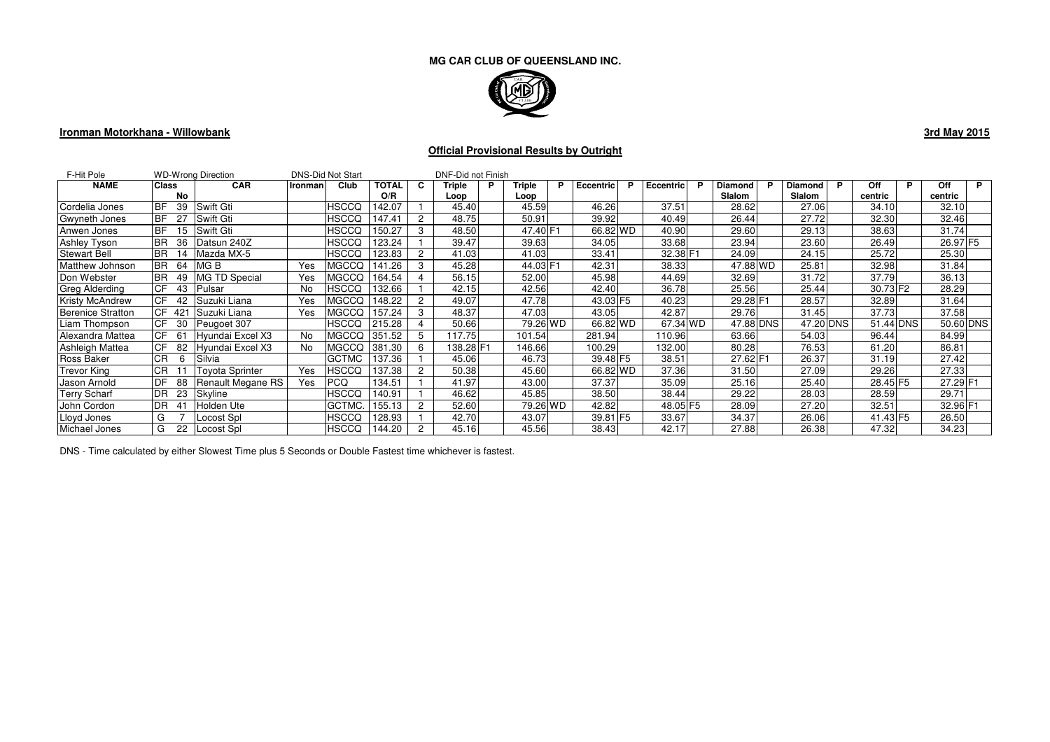**MG CAR CLUB OF QUEENSLAND INC.**

**Ironman Motorkhana - Willowbank**

**3rd May 2015**

**Official Provisional Results by Outright**

F-Hit Pole WD-Wrong Direction DNS-Did Not Start DNF-Did not Finish

| NAME | Class | No | CAR | Ironman | Club | TOTAL O/R | C | Triple Loop | P | Triple Loop | P | Eccentric | P | Eccentric | P | Diamond Slalom | P | Diamond Slalom | P | Off centric | P | Off centric | P |
|---|---|---|---|---|---|---|---|---|---|---|---|---|---|---|---|---|---|---|---|---|---|---|---|
| Cordelia Jones | BF | 39 | Swift Gti | | HSCCQ | 142.07 | 1 | 45.40 | | 45.59 | | 46.26 | | 37.51 | | 28.62 | | 27.06 | | 34.10 | | 32.10 | |
| Gwyneth Jones | BF | 27 | Swift Gti | | HSCCQ | 147.41 | 2 | 48.75 | | 50.91 | | 39.92 | | 40.49 | | 26.44 | | 27.72 | | 32.30 | | 32.46 | |
| Anwen Jones | BF | 15 | Swift Gti | | HSCCQ | 150.27 | 3 | 48.50 | | 47.40 | F1 | 66.82 | WD | 40.90 | | 29.60 | | 29.13 | | 38.63 | | 31.74 | |
| Ashley Tyson | BR | 36 | Datsun 240Z | | HSCCQ | 123.24 | 1 | 39.47 | | 39.63 | | 34.05 | | 33.68 | | 23.94 | | 23.60 | | 26.49 | | 26.97 | F5 |
| Stewart Bell | BR | 14 | Mazda MX-5 | | HSCCQ | 123.83 | 2 | 41.03 | | 41.03 | | 33.41 | | 32.38 | F1 | 24.09 | | 24.15 | | 25.72 | | 25.30 | |
| Matthew Johnson | BR | 64 | MG B | Yes | MGCCQ | 141.26 | 3 | 45.28 | | 44.03 | F1 | 42.31 | | 38.33 | | 47.88 | WD | 25.81 | | 32.98 | | 31.84 | |
| Don Webster | BR | 49 | MG TD Special | Yes | MGCCQ | 164.54 | 4 | 56.15 | | 52.00 | | 45.98 | | 44.69 | | 32.69 | | 31.72 | | 37.79 | | 36.13 | |
| Greg Alderding | CF | 43 | Pulsar | No | HSCCQ | 132.66 | 1 | 42.15 | | 42.56 | | 42.40 | | 36.78 | | 25.56 | | 25.44 | | 30.73 | F2 | 28.29 | |
| Kristy McAndrew | CF | 42 | Suzuki Liana | Yes | MGCCQ | 148.22 | 2 | 49.07 | | 47.78 | | 43.03 | F5 | 40.23 | | 29.28 | F1 | 28.57 | | 32.89 | | 31.64 | |
| Berenice Stratton | CF | 421 | Suzuki Liana | Yes | MGCCQ | 157.24 | 3 | 48.37 | | 47.03 | | 43.05 | | 42.87 | | 29.76 | | 31.45 | | 37.73 | | 37.58 | |
| Liam Thompson | CF | 30 | Peugoet 307 | | HSCCQ | 215.28 | 4 | 50.66 | | 79.26 | WD | 66.82 | WD | 67.34 | WD | 47.88 | DNS | 47.20 | DNS | 51.44 | DNS | 50.60 | DNS |
| Alexandra Mattea | CF | 61 | Hyundai Excel X3 | No | MGCCQ | 351.52 | 5 | 117.75 | | 101.54 | | 281.94 | | 110.96 | | 63.66 | | 54.03 | | 96.44 | | 84.99 | |
| Ashleigh Mattea | CF | 82 | Hyundai Excel X3 | No | MGCCQ | 381.30 | 6 | 138.28 | F1 | 146.66 | | 100.29 | | 132.00 | | 80.28 | | 76.53 | | 61.20 | | 86.81 | |
| Ross Baker | CR | 6 | Silvia | | GCTMC | 137.36 | 1 | 45.06 | | 46.73 | | 39.48 | F5 | 38.51 | | 27.62 | F1 | 26.37 | | 31.19 | | 27.42 | |
| Trevor King | CR | 11 | Toyota Sprinter | Yes | HSCCQ | 137.38 | 2 | 50.38 | | 45.60 | | 66.82 | WD | 37.36 | | 31.50 | | 27.09 | | 29.26 | | 27.33 | |
| Jason Arnold | DF | 88 | Renault Megane RS | Yes | PCQ | 134.51 | 1 | 41.97 | | 43.00 | | 37.37 | | 35.09 | | 25.16 | | 25.40 | | 28.45 | F5 | 27.29 | F1 |
| Terry Scharf | DR | 23 | Skyline | | HSCCQ | 140.91 | 1 | 46.62 | | 45.85 | | 38.50 | | 38.44 | | 29.22 | | 28.03 | | 28.59 | | 29.71 | |
| John Cordon | DR | 41 | Holden Ute | | GCTMC. | 155.13 | 2 | 52.60 | | 79.26 | WD | 42.82 | | 48.05 | F5 | 28.09 | | 27.20 | | 32.51 | | 32.96 | F1 |
| Lloyd Jones | G | 7 | Locost Spl | | HSCCQ | 128.93 | 1 | 42.70 | | 43.07 | | 39.81 | F5 | 33.67 | | 34.37 | | 26.06 | | 41.43 | F5 | 26.50 | |
| Michael Jones | G | 22 | Locost Spl | | HSCCQ | 144.20 | 2 | 45.16 | | 45.56 | | 38.43 | | 42.17 | | 27.88 | | 26.38 | | 47.32 | | 34.23 | |

DNS - Time calculated by either Slowest Time plus 5 Seconds or Double Fastest time whichever is fastest.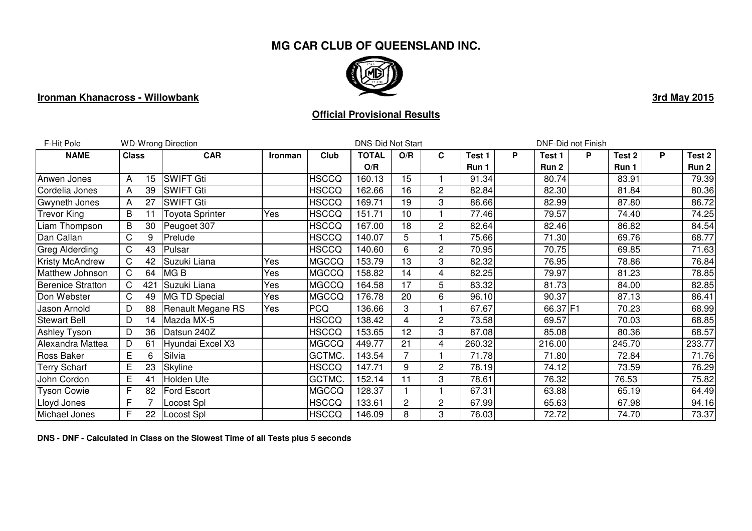# MG CAR CLUB OF QUEENSLAND INC.

**Ironman Khanacross - Willowbank**

**3rd May 2015**

**Official Provisional Results**

F-Hit Pole | WD-Wrong Direction | DNS-Did Not Start | DNF-Did not Finish

| NAME | Class | | CAR | Ironman | Club | TOTAL O/R | O/R | C | Test 1 Run 1 | P | Test 1 Run 2 | P | Test 2 Run 1 | P | Test 2 Run 2 |
|---|---|---|---|---|---|---|---|---|---|---|---|---|---|---|---|
| Anwen Jones | A | 15 | SWIFT Gti | | HSCCQ | 160.13 | 15 | 1 | 91.34 | | 80.74 | | 83.91 | | 79.39 |
| Cordelia Jones | A | 39 | SWIFT Gti | | HSCCQ | 162.66 | 16 | 2 | 82.84 | | 82.30 | | 81.84 | | 80.36 |
| Gwyneth Jones | A | 27 | SWIFT Gti | | HSCCQ | 169.71 | 19 | 3 | 86.66 | | 82.99 | | 87.80 | | 86.72 |
| Trevor King | B | 11 | Toyota Sprinter | Yes | HSCCQ | 151.71 | 10 | 1 | 77.46 | | 79.57 | | 74.40 | | 74.25 |
| Liam Thompson | B | 30 | Peugoet 307 | | HSCCQ | 167.00 | 18 | 2 | 82.64 | | 82.46 | | 86.82 | | 84.54 |
| Dan Callan | C | 9 | Prelude | | HSCCQ | 140.07 | 5 | 1 | 75.66 | | 71.30 | | 69.76 | | 68.77 |
| Greg Alderding | C | 43 | Pulsar | | HSCCQ | 140.60 | 6 | 2 | 70.95 | | 70.75 | | 69.85 | | 71.63 |
| Kristy McAndrew | C | 42 | Suzuki Liana | Yes | MGCCQ | 153.79 | 13 | 3 | 82.32 | | 76.95 | | 78.86 | | 76.84 |
| Matthew Johnson | C | 64 | MG B | Yes | MGCCQ | 158.82 | 14 | 4 | 82.25 | | 79.97 | | 81.23 | | 78.85 |
| Berenice Stratton | C | 421 | Suzuki Liana | Yes | MGCCQ | 164.58 | 17 | 5 | 83.32 | | 81.73 | | 84.00 | | 82.85 |
| Don Webster | C | 49 | MG TD Special | Yes | MGCCQ | 176.78 | 20 | 6 | 96.10 | | 90.37 | | 87.13 | | 86.41 |
| Jason Arnold | D | 88 | Renault Megane RS | Yes | PCQ | 136.66 | 3 | 1 | 67.67 | | 66.37 | F1 | 70.23 | | 68.99 |
| Stewart Bell | D | 14 | Mazda MX-5 | | HSCCQ | 138.42 | 4 | 2 | 73.58 | | 69.57 | | 70.03 | | 68.85 |
| Ashley Tyson | D | 36 | Datsun 240Z | | HSCCQ | 153.65 | 12 | 3 | 87.08 | | 85.08 | | 80.36 | | 68.57 |
| Alexandra Mattea | D | 61 | Hyundai Excel X3 | | MGCCQ | 449.77 | 21 | 4 | 260.32 | | 216.00 | | 245.70 | | 233.77 |
| Ross Baker | E | 6 | Silvia | | GCTMC. | 143.54 | 7 | 1 | 71.78 | | 71.80 | | 72.84 | | 71.76 |
| Terry Scharf | E | 23 | Skyline | | HSCCQ | 147.71 | 9 | 2 | 78.19 | | 74.12 | | 73.59 | | 76.29 |
| John Cordon | E | 41 | Holden Ute | | GCTMC. | 152.14 | 11 | 3 | 78.61 | | 76.32 | | 76.53 | | 75.82 |
| Tyson Cowie | F | 82 | Ford Escort | | MGCCQ | 128.37 | 1 | 1 | 67.31 | | 63.88 | | 65.19 | | 64.49 |
| Lloyd Jones | F | 7 | Locost Spl | | HSCCQ | 133.61 | 2 | 2 | 67.99 | | 65.63 | | 67.98 | | 94.16 |
| Michael Jones | F | 22 | Locost Spl | | HSCCQ | 146.09 | 8 | 3 | 76.03 | | 72.72 | | 74.70 | | 73.37 |

**DNS - DNF - Calculated in Class on the Slowest Time of all Tests plus 5 seconds**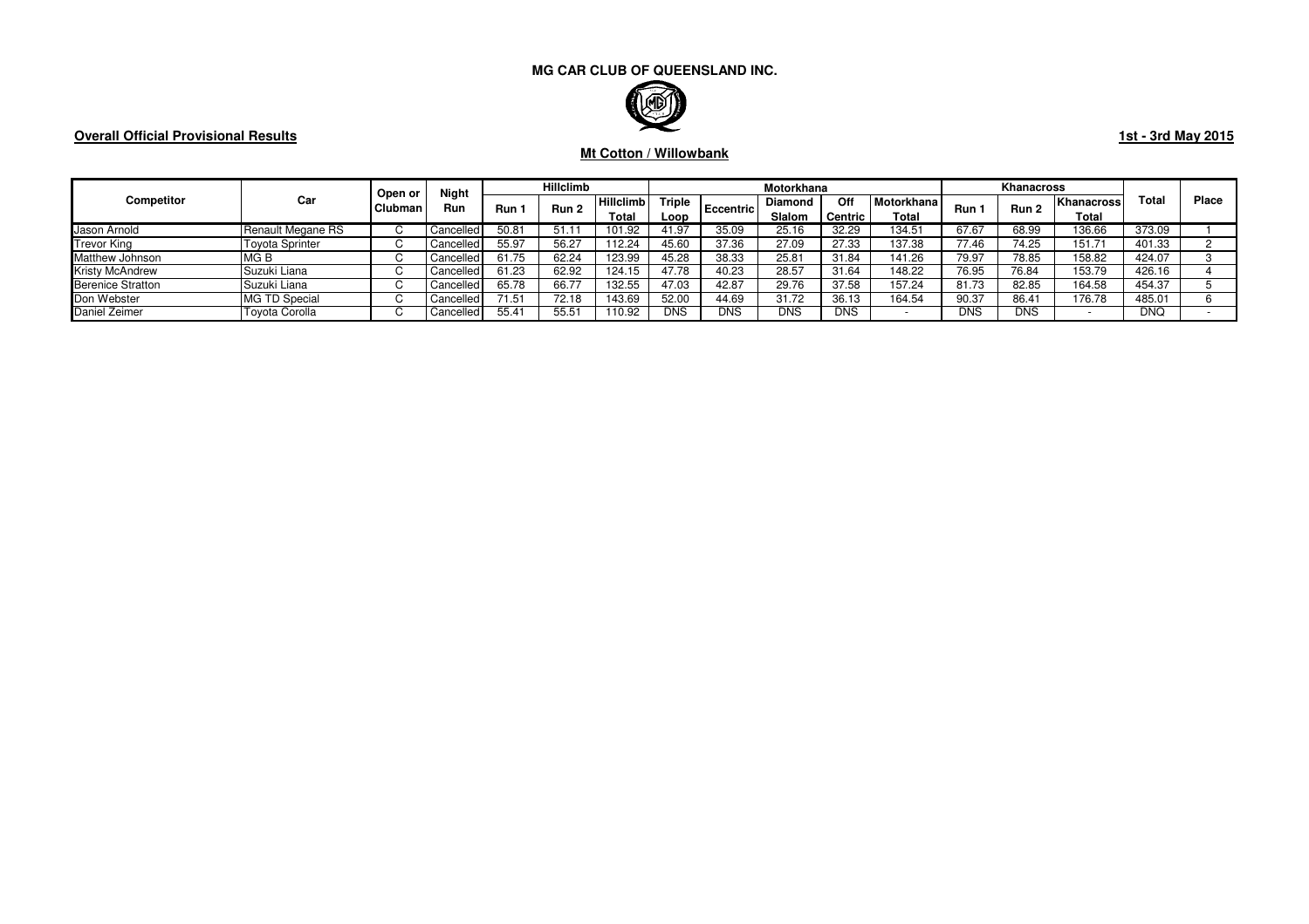**MG CAR CLUB OF QUEENSLAND INC.**

**Overall Official Provisional Results**

**1st - 3rd May 2015**

**Mt Cotton / Willowbank**

| Competitor | Car | Open or Clubman | Night Run | Hillclimb | | | Motorkhana | | | | | Khanacross | | | Total | Place |
|---|---|---|---|---|---|---|---|---|---|---|---|---|---|---|---|---|
| | | | | Run 1 | Run 2 | Hillclimb Total | Triple Loop | Eccentric | Diamond Slalom | Off Centric | Motorkhana Total | Run 1 | Run 2 | Khanacross Total | | |
| Jason Arnold | Renault Megane RS | C | Cancelled | 50.81 | 51.11 | 101.92 | 41.97 | 35.09 | 25.16 | 32.29 | 134.51 | 67.67 | 68.99 | 136.66 | 373.09 | 1 |
| Trevor King | Toyota Sprinter | C | Cancelled | 55.97 | 56.27 | 112.24 | 45.60 | 37.36 | 27.09 | 27.33 | 137.38 | 77.46 | 74.25 | 151.71 | 401.33 | 2 |
| Matthew Johnson | MG B | C | Cancelled | 61.75 | 62.24 | 123.99 | 45.28 | 38.33 | 25.81 | 31.84 | 141.26 | 79.97 | 78.85 | 158.82 | 424.07 | 3 |
| Kristy McAndrew | Suzuki Liana | C | Cancelled | 61.23 | 62.92 | 124.15 | 47.78 | 40.23 | 28.57 | 31.64 | 148.22 | 76.95 | 76.84 | 153.79 | 426.16 | 4 |
| Berenice Stratton | Suzuki Liana | C | Cancelled | 65.78 | 66.77 | 132.55 | 47.03 | 42.87 | 29.76 | 37.58 | 157.24 | 81.73 | 82.85 | 164.58 | 454.37 | 5 |
| Don Webster | MG TD Special | C | Cancelled | 71.51 | 72.18 | 143.69 | 52.00 | 44.69 | 31.72 | 36.13 | 164.54 | 90.37 | 86.41 | 176.78 | 485.01 | 6 |
| Daniel Zeimer | Toyota Corolla | C | Cancelled | 55.41 | 55.51 | 110.92 | DNS | DNS | DNS | DNS | - | DNS | DNS | - | DNQ | - |